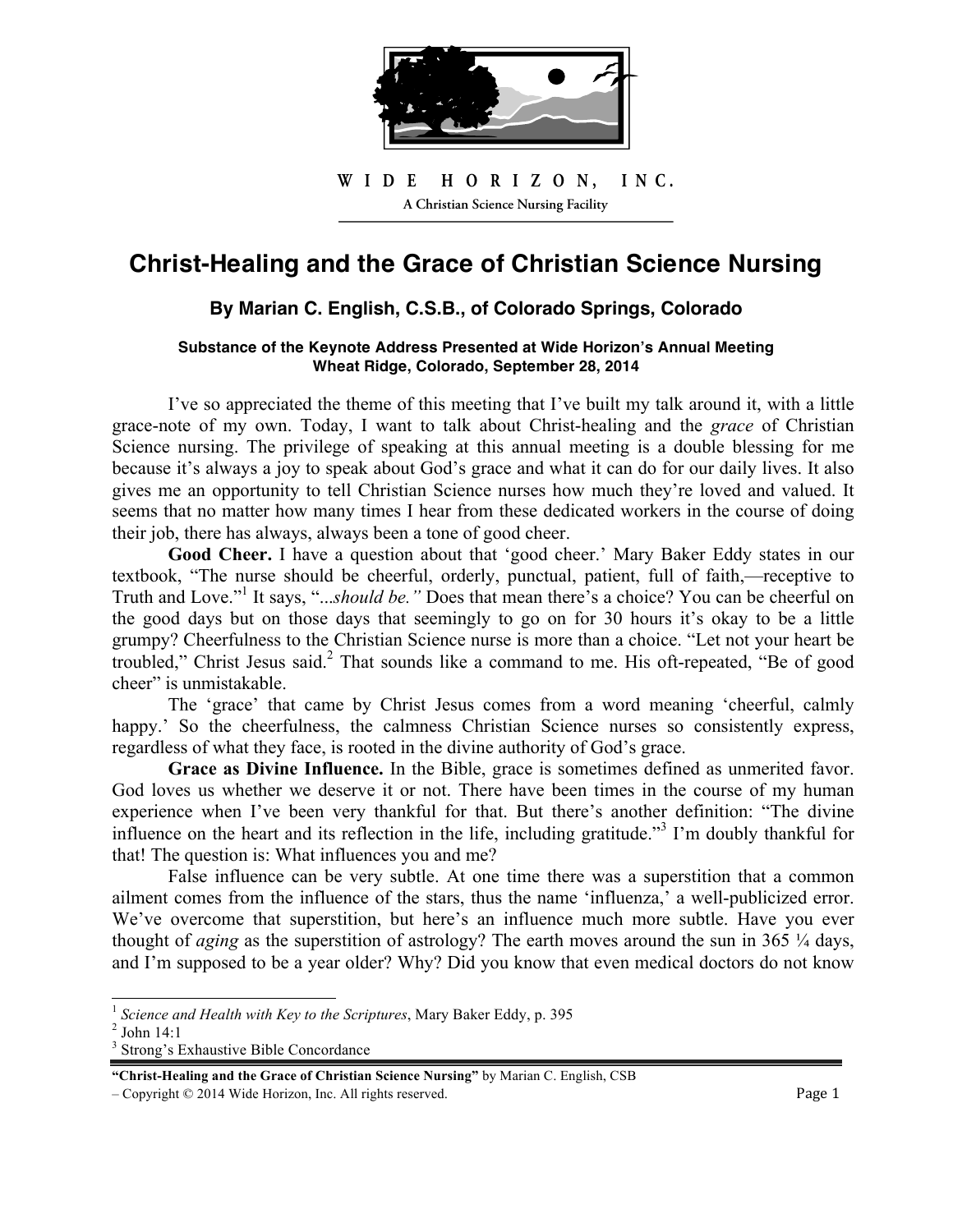WIDE HORIZON, INC.

A Christian Science Nursing Facility

# Christ-Healing and the Grace of Christian Science Nursing

### By Marian C. English, C.S.B., of Colorado Springs, Colorado

**Substance of the Keynote Address Presented at Wide Horizon's Annual Meeting**
**Wheat Ridge, Colorado, September 28, 2014**

I've so appreciated the theme of this meeting that I've built my talk around it, with a little grace-note of my own. Today, I want to talk about Christ-healing and the *grace* of Christian Science nursing. The privilege of speaking at this annual meeting is a double blessing for me because it's always a joy to speak about God's grace and what it can do for our daily lives. It also gives me an opportunity to tell Christian Science nurses how much they're loved and valued. It seems that no matter how many times I hear from these dedicated workers in the course of doing their job, there has always, always been a tone of good cheer.

**Good Cheer.** I have a question about that 'good cheer.' Mary Baker Eddy states in our textbook, "The nurse should be cheerful, orderly, punctual, patient, full of faith,—receptive to Truth and Love."[1] It says, "...*should be.*" Does that mean there's a choice? You can be cheerful on the good days but on those days that seemingly to go on for 30 hours it's okay to be a little grumpy? Cheerfulness to the Christian Science nurse is more than a choice. "Let not your heart be troubled," Christ Jesus said.[2] That sounds like a command to me. His oft-repeated, "Be of good cheer" is unmistakable.

The 'grace' that came by Christ Jesus comes from a word meaning 'cheerful, calmly happy.' So the cheerfulness, the calmness Christian Science nurses so consistently express, regardless of what they face, is rooted in the divine authority of God's grace.

**Grace as Divine Influence.** In the Bible, grace is sometimes defined as unmerited favor. God loves us whether we deserve it or not. There have been times in the course of my human experience when I've been very thankful for that. But there's another definition: "The divine influence on the heart and its reflection in the life, including gratitude."[3] I'm doubly thankful for that! The question is: What influences you and me?

False influence can be very subtle. At one time there was a superstition that a common ailment comes from the influence of the stars, thus the name 'influenza,' a well-publicized error. We've overcome that superstition, but here's an influence much more subtle. Have you ever thought of *aging* as the superstition of astrology? The earth moves around the sun in 365 ¼ days, and I'm supposed to be a year older? Why? Did you know that even medical doctors do not know

---

[1] *Science and Health with Key to the Scriptures*, Mary Baker Eddy, p. 395

[2] John 14:1

[3] Strong's Exhaustive Bible Concordance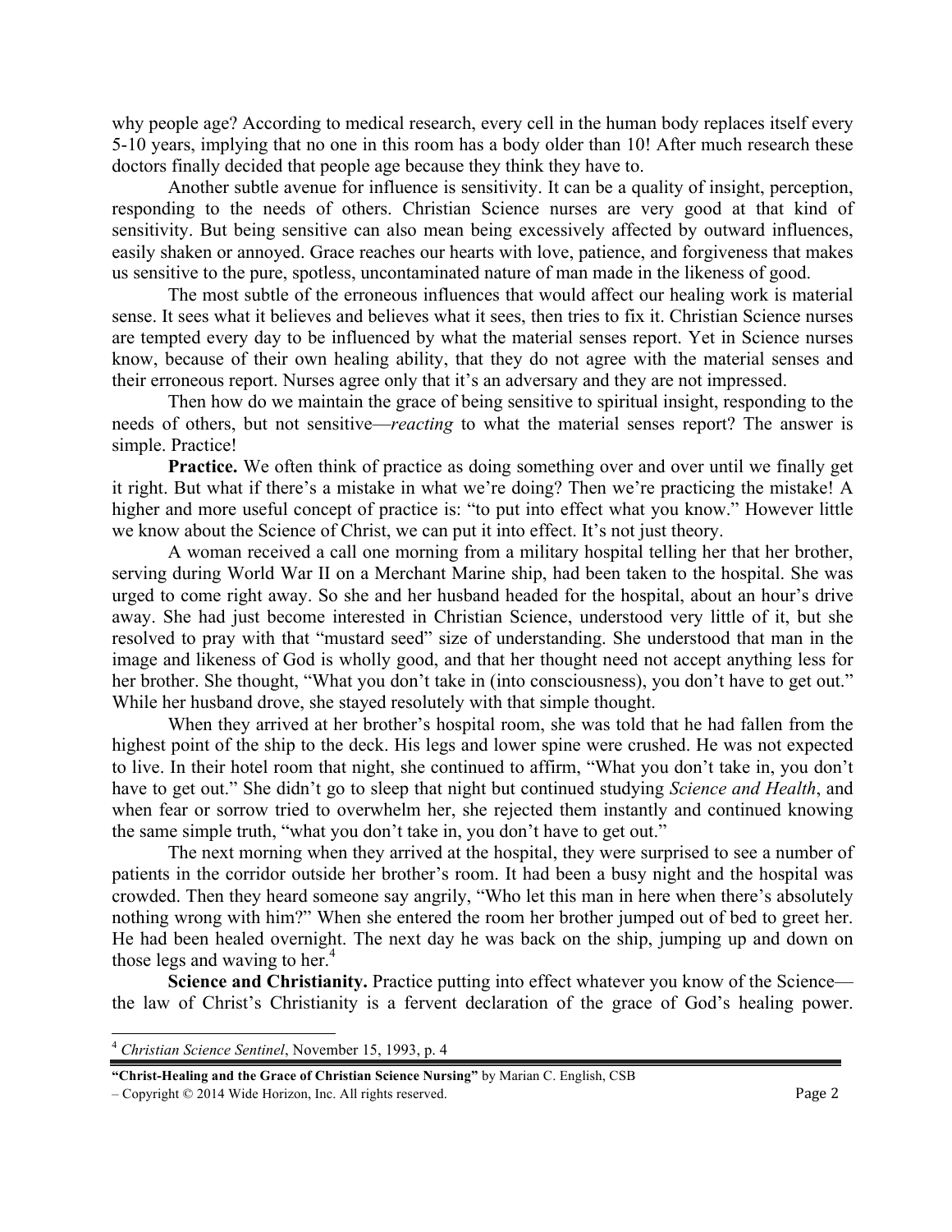why people age? According to medical research, every cell in the human body replaces itself every 5-10 years, implying that no one in this room has a body older than 10! After much research these doctors finally decided that people age because they think they have to.

Another subtle avenue for influence is sensitivity. It can be a quality of insight, perception, responding to the needs of others. Christian Science nurses are very good at that kind of sensitivity. But being sensitive can also mean being excessively affected by outward influences, easily shaken or annoyed. Grace reaches our hearts with love, patience, and forgiveness that makes us sensitive to the pure, spotless, uncontaminated nature of man made in the likeness of good.

The most subtle of the erroneous influences that would affect our healing work is material sense. It sees what it believes and believes what it sees, then tries to fix it. Christian Science nurses are tempted every day to be influenced by what the material senses report. Yet in Science nurses know, because of their own healing ability, that they do not agree with the material senses and their erroneous report. Nurses agree only that it's an adversary and they are not impressed.

Then how do we maintain the grace of being sensitive to spiritual insight, responding to the needs of others, but not sensitive—*reacting* to what the material senses report? The answer is simple. Practice!

**Practice.** We often think of practice as doing something over and over until we finally get it right. But what if there's a mistake in what we're doing? Then we're practicing the mistake! A higher and more useful concept of practice is: "to put into effect what you know." However little we know about the Science of Christ, we can put it into effect. It's not just theory.

A woman received a call one morning from a military hospital telling her that her brother, serving during World War II on a Merchant Marine ship, had been taken to the hospital. She was urged to come right away. So she and her husband headed for the hospital, about an hour's drive away. She had just become interested in Christian Science, understood very little of it, but she resolved to pray with that "mustard seed" size of understanding. She understood that man in the image and likeness of God is wholly good, and that her thought need not accept anything less for her brother. She thought, "What you don't take in (into consciousness), you don't have to get out." While her husband drove, she stayed resolutely with that simple thought.

When they arrived at her brother's hospital room, she was told that he had fallen from the highest point of the ship to the deck. His legs and lower spine were crushed. He was not expected to live. In their hotel room that night, she continued to affirm, "What you don't take in, you don't have to get out." She didn't go to sleep that night but continued studying *Science and Health*, and when fear or sorrow tried to overwhelm her, she rejected them instantly and continued knowing the same simple truth, "what you don't take in, you don't have to get out."

The next morning when they arrived at the hospital, they were surprised to see a number of patients in the corridor outside her brother's room. It had been a busy night and the hospital was crowded. Then they heard someone say angrily, "Who let this man in here when there's absolutely nothing wrong with him?" When she entered the room her brother jumped out of bed to greet her. He had been healed overnight. The next day he was back on the ship, jumping up and down on those legs and waving to her.[4]

**Science and Christianity.** Practice putting into effect whatever you know of the Science—the law of Christ's Christianity is a fervent declaration of the grace of God's healing power.

[4] *Christian Science Sentinel*, November 15, 1993, p. 4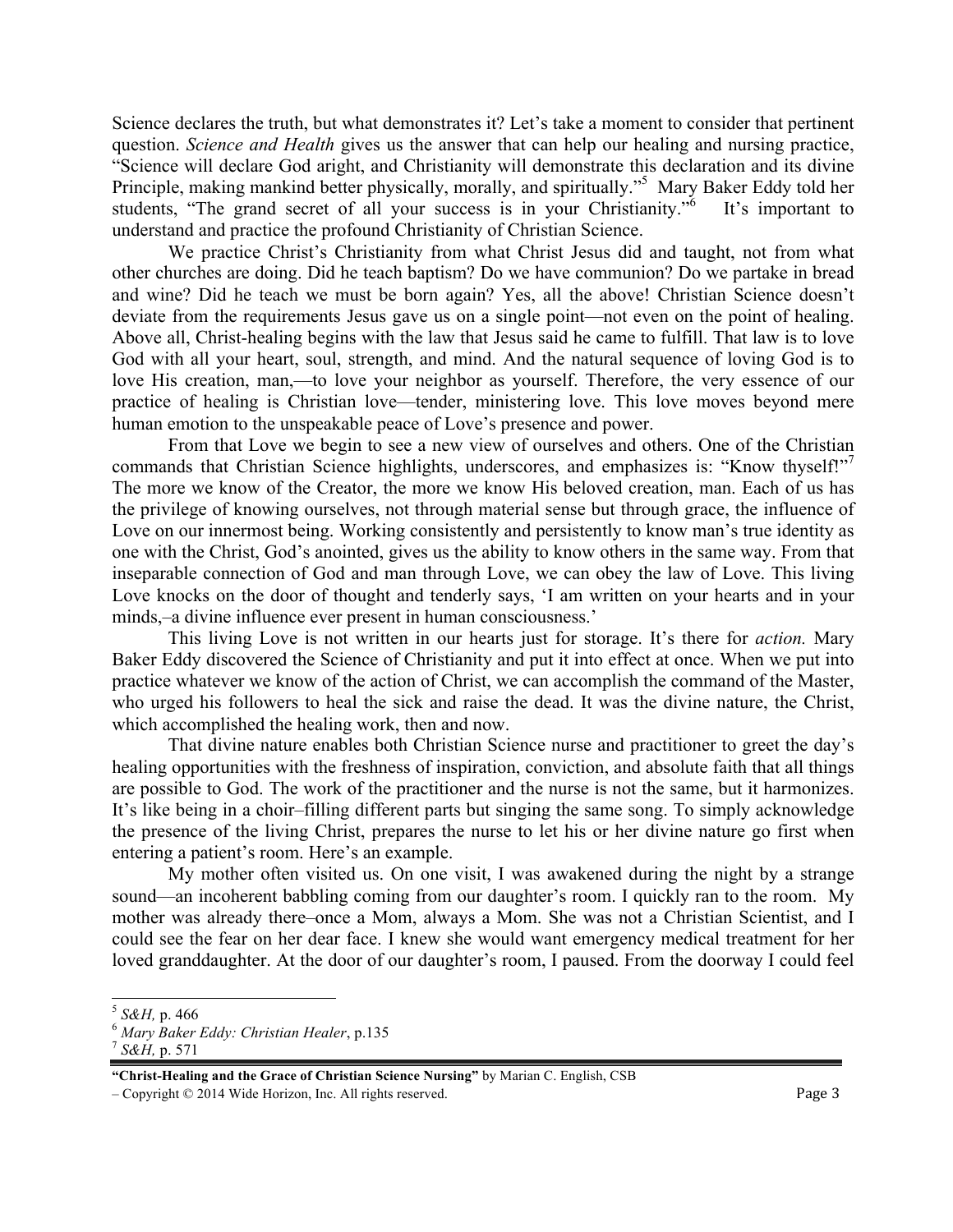Science declares the truth, but what demonstrates it? Let's take a moment to consider that pertinent question. *Science and Health* gives us the answer that can help our healing and nursing practice, "Science will declare God aright, and Christianity will demonstrate this declaration and its divine Principle, making mankind better physically, morally, and spiritually."[5] Mary Baker Eddy told her students, "The grand secret of all your success is in your Christianity."[6] It's important to understand and practice the profound Christianity of Christian Science.

We practice Christ's Christianity from what Christ Jesus did and taught, not from what other churches are doing. Did he teach baptism? Do we have communion? Do we partake in bread and wine? Did he teach we must be born again? Yes, all the above! Christian Science doesn't deviate from the requirements Jesus gave us on a single point—not even on the point of healing. Above all, Christ-healing begins with the law that Jesus said he came to fulfill. That law is to love God with all your heart, soul, strength, and mind. And the natural sequence of loving God is to love His creation, man,—to love your neighbor as yourself. Therefore, the very essence of our practice of healing is Christian love—tender, ministering love. This love moves beyond mere human emotion to the unspeakable peace of Love's presence and power.

From that Love we begin to see a new view of ourselves and others. One of the Christian commands that Christian Science highlights, underscores, and emphasizes is: "Know thyself!"[7] The more we know of the Creator, the more we know His beloved creation, man. Each of us has the privilege of knowing ourselves, not through material sense but through grace, the influence of Love on our innermost being. Working consistently and persistently to know man's true identity as one with the Christ, God's anointed, gives us the ability to know others in the same way. From that inseparable connection of God and man through Love, we can obey the law of Love. This living Love knocks on the door of thought and tenderly says, 'I am written on your hearts and in your minds,–a divine influence ever present in human consciousness.'

This living Love is not written in our hearts just for storage. It's there for *action.* Mary Baker Eddy discovered the Science of Christianity and put it into effect at once. When we put into practice whatever we know of the action of Christ, we can accomplish the command of the Master, who urged his followers to heal the sick and raise the dead. It was the divine nature, the Christ, which accomplished the healing work, then and now.

That divine nature enables both Christian Science nurse and practitioner to greet the day's healing opportunities with the freshness of inspiration, conviction, and absolute faith that all things are possible to God. The work of the practitioner and the nurse is not the same, but it harmonizes. It's like being in a choir–filling different parts but singing the same song. To simply acknowledge the presence of the living Christ, prepares the nurse to let his or her divine nature go first when entering a patient's room. Here's an example.

My mother often visited us. On one visit, I was awakened during the night by a strange sound—an incoherent babbling coming from our daughter's room. I quickly ran to the room. My mother was already there–once a Mom, always a Mom. She was not a Christian Scientist, and I could see the fear on her dear face. I knew she would want emergency medical treatment for her loved granddaughter. At the door of our daughter's room, I paused. From the doorway I could feel

---

[5] *S&H,* p. 466
[6] *Mary Baker Eddy: Christian Healer*, p.135
[7] *S&H,* p. 571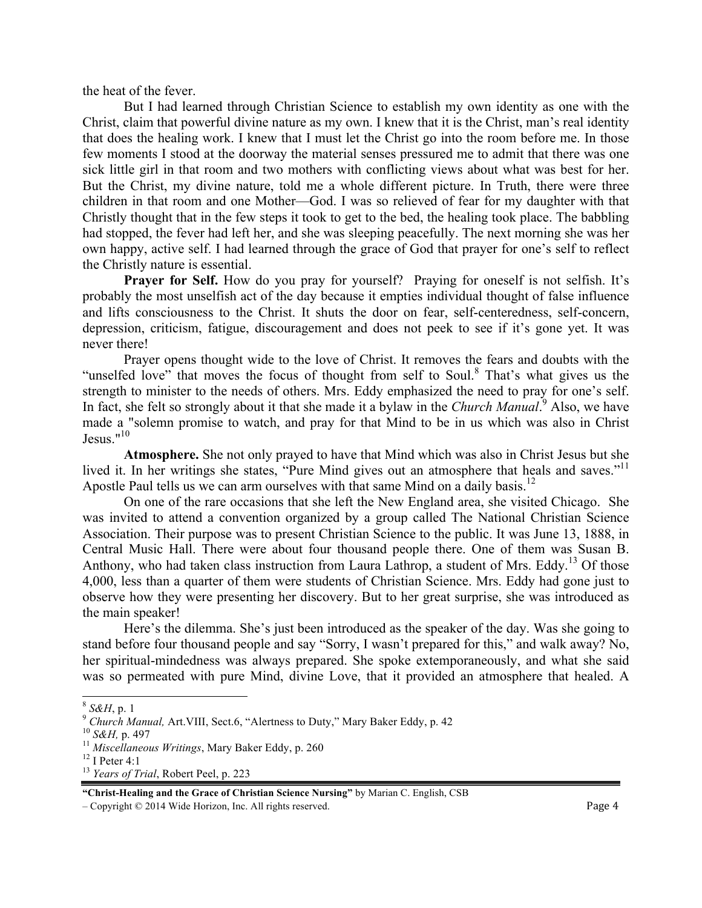the heat of the fever.

But I had learned through Christian Science to establish my own identity as one with the Christ, claim that powerful divine nature as my own. I knew that it is the Christ, man's real identity that does the healing work. I knew that I must let the Christ go into the room before me. In those few moments I stood at the doorway the material senses pressured me to admit that there was one sick little girl in that room and two mothers with conflicting views about what was best for her. But the Christ, my divine nature, told me a whole different picture. In Truth, there were three children in that room and one Mother—God. I was so relieved of fear for my daughter with that Christly thought that in the few steps it took to get to the bed, the healing took place. The babbling had stopped, the fever had left her, and she was sleeping peacefully. The next morning she was her own happy, active self. I had learned through the grace of God that prayer for one's self to reflect the Christly nature is essential.

**Prayer for Self.** How do you pray for yourself? Praying for oneself is not selfish. It's probably the most unselfish act of the day because it empties individual thought of false influence and lifts consciousness to the Christ. It shuts the door on fear, self-centeredness, self-concern, depression, criticism, fatigue, discouragement and does not peek to see if it's gone yet. It was never there!

Prayer opens thought wide to the love of Christ. It removes the fears and doubts with the "unselfed love" that moves the focus of thought from self to Soul.[8] That's what gives us the strength to minister to the needs of others. Mrs. Eddy emphasized the need to pray for one's self. In fact, she felt so strongly about it that she made it a bylaw in the *Church Manual*.[9] Also, we have made a "solemn promise to watch, and pray for that Mind to be in us which was also in Christ Jesus."[10]

**Atmosphere.** She not only prayed to have that Mind which was also in Christ Jesus but she lived it. In her writings she states, "Pure Mind gives out an atmosphere that heals and saves."[11] Apostle Paul tells us we can arm ourselves with that same Mind on a daily basis.[12]

On one of the rare occasions that she left the New England area, she visited Chicago. She was invited to attend a convention organized by a group called The National Christian Science Association. Their purpose was to present Christian Science to the public. It was June 13, 1888, in Central Music Hall. There were about four thousand people there. One of them was Susan B. Anthony, who had taken class instruction from Laura Lathrop, a student of Mrs. Eddy.[13] Of those 4,000, less than a quarter of them were students of Christian Science. Mrs. Eddy had gone just to observe how they were presenting her discovery. But to her great surprise, she was introduced as the main speaker!

Here's the dilemma. She's just been introduced as the speaker of the day. Was she going to stand before four thousand people and say "Sorry, I wasn't prepared for this," and walk away? No, her spiritual-mindedness was always prepared. She spoke extemporaneously, and what she said was so permeated with pure Mind, divine Love, that it provided an atmosphere that healed. A

---

[8] *S&H*, p. 1

[9] *Church Manual,* Art.VIII, Sect.6, "Alertness to Duty," Mary Baker Eddy, p. 42

[10] *S&H,* p. 497

[11] *Miscellaneous Writings*, Mary Baker Eddy, p. 260

[12] I Peter 4:1

[13] *Years of Trial*, Robert Peel, p. 223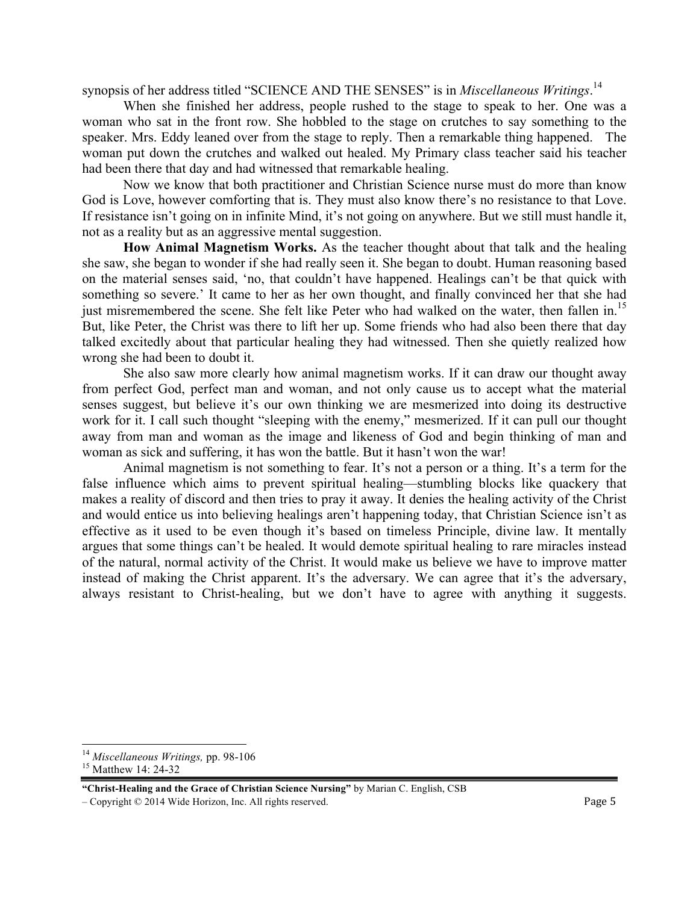synopsis of her address titled "SCIENCE AND THE SENSES" is in *Miscellaneous Writings*.[14]

When she finished her address, people rushed to the stage to speak to her. One was a woman who sat in the front row. She hobbled to the stage on crutches to say something to the speaker. Mrs. Eddy leaned over from the stage to reply. Then a remarkable thing happened. The woman put down the crutches and walked out healed. My Primary class teacher said his teacher had been there that day and had witnessed that remarkable healing.

Now we know that both practitioner and Christian Science nurse must do more than know God is Love, however comforting that is. They must also know there's no resistance to that Love. If resistance isn't going on in infinite Mind, it's not going on anywhere. But we still must handle it, not as a reality but as an aggressive mental suggestion.

**How Animal Magnetism Works.** As the teacher thought about that talk and the healing she saw, she began to wonder if she had really seen it. She began to doubt. Human reasoning based on the material senses said, 'no, that couldn't have happened. Healings can't be that quick with something so severe.' It came to her as her own thought, and finally convinced her that she had just misremembered the scene. She felt like Peter who had walked on the water, then fallen in.[15] But, like Peter, the Christ was there to lift her up. Some friends who had also been there that day talked excitedly about that particular healing they had witnessed. Then she quietly realized how wrong she had been to doubt it.

She also saw more clearly how animal magnetism works. If it can draw our thought away from perfect God, perfect man and woman, and not only cause us to accept what the material senses suggest, but believe it's our own thinking we are mesmerized into doing its destructive work for it. I call such thought "sleeping with the enemy," mesmerized. If it can pull our thought away from man and woman as the image and likeness of God and begin thinking of man and woman as sick and suffering, it has won the battle. But it hasn't won the war!

Animal magnetism is not something to fear. It's not a person or a thing. It's a term for the false influence which aims to prevent spiritual healing—stumbling blocks like quackery that makes a reality of discord and then tries to pray it away. It denies the healing activity of the Christ and would entice us into believing healings aren't happening today, that Christian Science isn't as effective as it used to be even though it's based on timeless Principle, divine law. It mentally argues that some things can't be healed. It would demote spiritual healing to rare miracles instead of the natural, normal activity of the Christ. It would make us believe we have to improve matter instead of making the Christ apparent. It's the adversary. We can agree that it's the adversary, always resistant to Christ-healing, but we don't have to agree with anything it suggests.

---

[14] *Miscellaneous Writings,* pp. 98-106

[15] Matthew 14: 24-32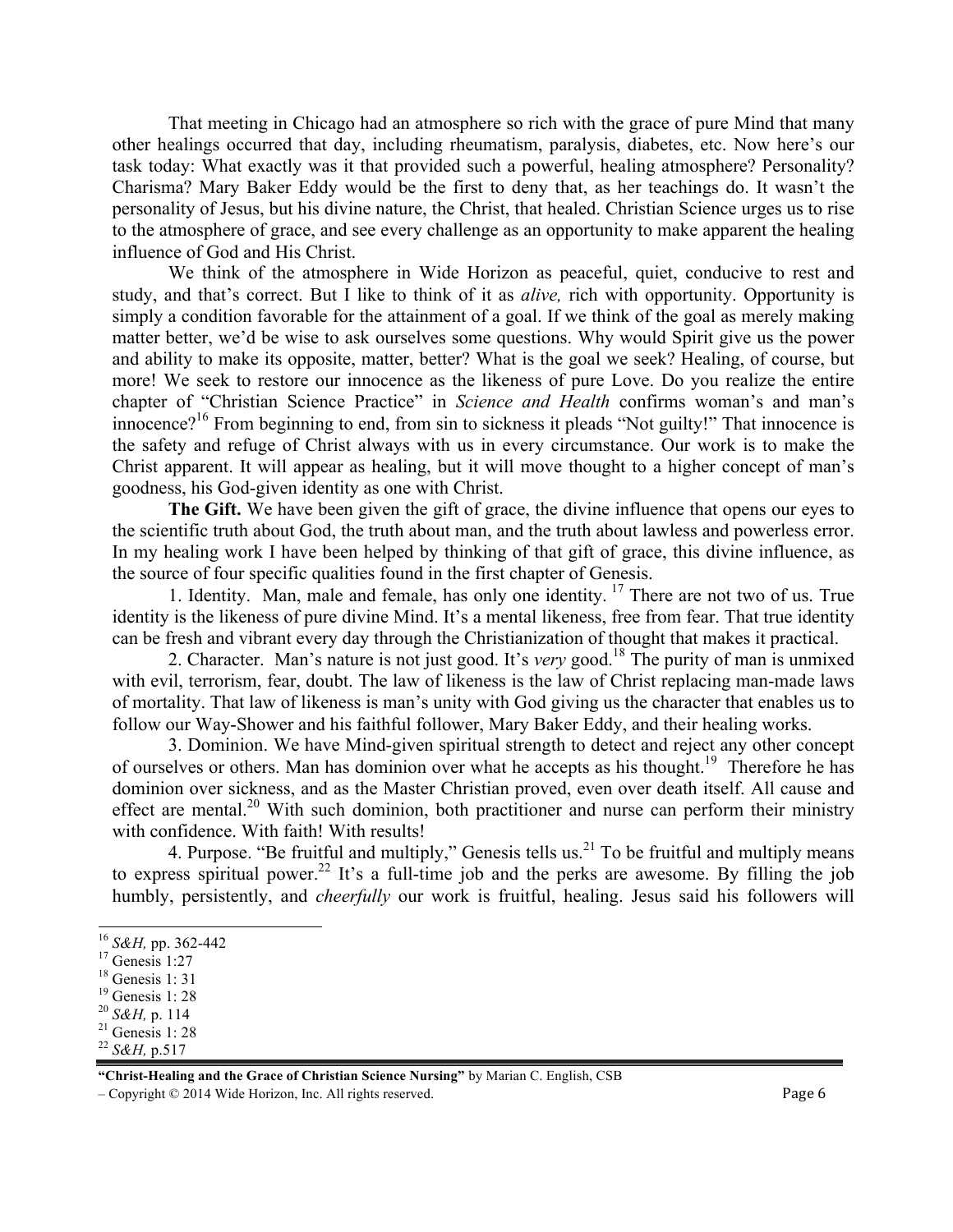That meeting in Chicago had an atmosphere so rich with the grace of pure Mind that many other healings occurred that day, including rheumatism, paralysis, diabetes, etc. Now here's our task today: What exactly was it that provided such a powerful, healing atmosphere? Personality? Charisma? Mary Baker Eddy would be the first to deny that, as her teachings do. It wasn't the personality of Jesus, but his divine nature, the Christ, that healed. Christian Science urges us to rise to the atmosphere of grace, and see every challenge as an opportunity to make apparent the healing influence of God and His Christ.

We think of the atmosphere in Wide Horizon as peaceful, quiet, conducive to rest and study, and that's correct. But I like to think of it as *alive,* rich with opportunity. Opportunity is simply a condition favorable for the attainment of a goal. If we think of the goal as merely making matter better, we'd be wise to ask ourselves some questions. Why would Spirit give us the power and ability to make its opposite, matter, better? What is the goal we seek? Healing, of course, but more! We seek to restore our innocence as the likeness of pure Love. Do you realize the entire chapter of "Christian Science Practice" in *Science and Health* confirms woman's and man's innocence?[16] From beginning to end, from sin to sickness it pleads "Not guilty!" That innocence is the safety and refuge of Christ always with us in every circumstance. Our work is to make the Christ apparent. It will appear as healing, but it will move thought to a higher concept of man's goodness, his God-given identity as one with Christ.

**The Gift.** We have been given the gift of grace, the divine influence that opens our eyes to the scientific truth about God, the truth about man, and the truth about lawless and powerless error. In my healing work I have been helped by thinking of that gift of grace, this divine influence, as the source of four specific qualities found in the first chapter of Genesis.

1. Identity. Man, male and female, has only one identity.[17] There are not two of us. True identity is the likeness of pure divine Mind. It's a mental likeness, free from fear. That true identity can be fresh and vibrant every day through the Christianization of thought that makes it practical.

2. Character. Man's nature is not just good. It's *very* good.[18] The purity of man is unmixed with evil, terrorism, fear, doubt. The law of likeness is the law of Christ replacing man-made laws of mortality. That law of likeness is man's unity with God giving us the character that enables us to follow our Way-Shower and his faithful follower, Mary Baker Eddy, and their healing works.

3. Dominion. We have Mind-given spiritual strength to detect and reject any other concept of ourselves or others. Man has dominion over what he accepts as his thought.[19] Therefore he has dominion over sickness, and as the Master Christian proved, even over death itself. All cause and effect are mental.[20] With such dominion, both practitioner and nurse can perform their ministry with confidence. With faith! With results!

4. Purpose. "Be fruitful and multiply," Genesis tells us.[21] To be fruitful and multiply means to express spiritual power.[22] It's a full-time job and the perks are awesome. By filling the job humbly, persistently, and *cheerfully* our work is fruitful, healing. Jesus said his followers will

---

[16] *S&H,* pp. 362-442
[17] Genesis 1:27
[18] Genesis 1: 31
[19] Genesis 1: 28
[20] *S&H,* p. 114
[21] Genesis 1: 28
[22] *S&H,* p.517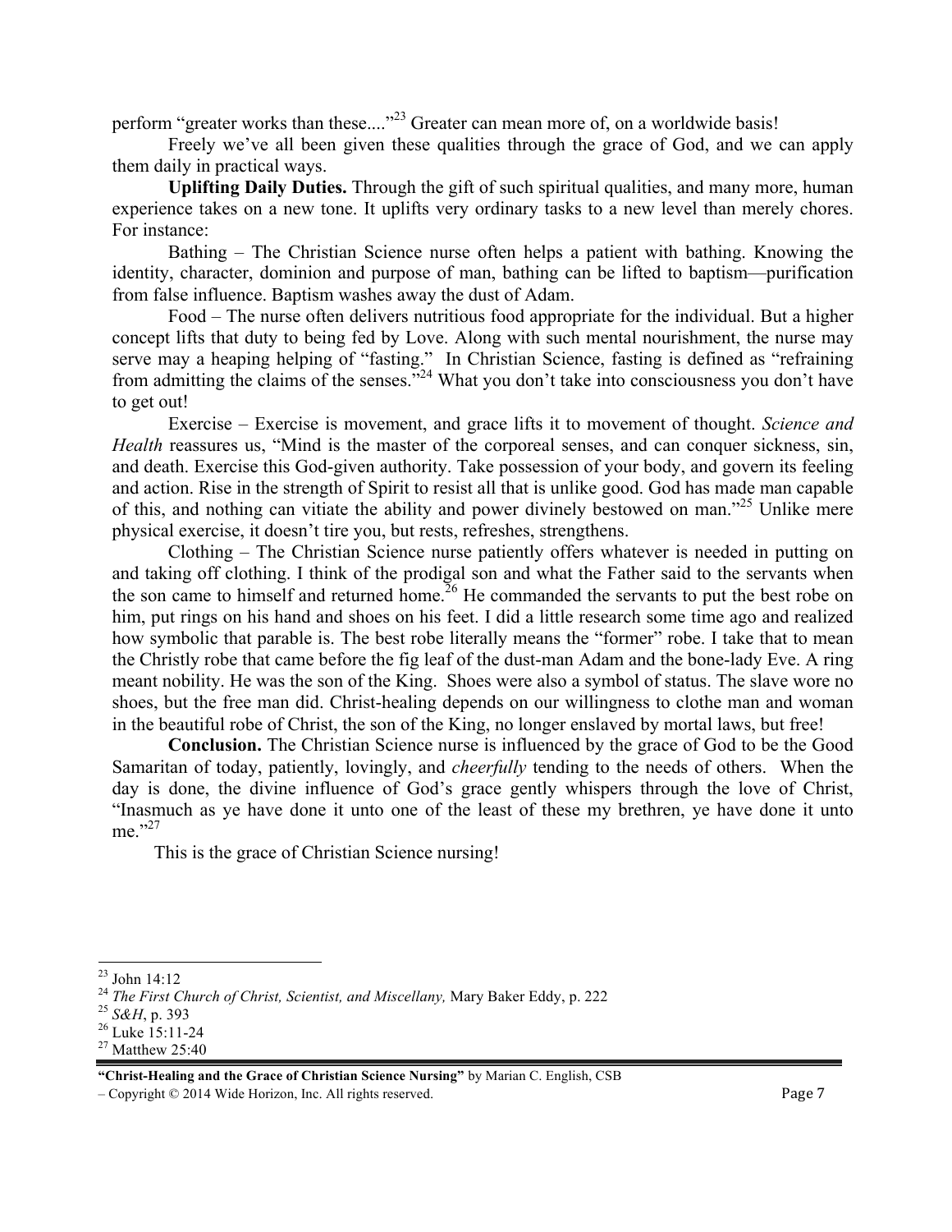perform "greater works than these...."[23] Greater can mean more of, on a worldwide basis!

Freely we've all been given these qualities through the grace of God, and we can apply them daily in practical ways.

**Uplifting Daily Duties.** Through the gift of such spiritual qualities, and many more, human experience takes on a new tone. It uplifts very ordinary tasks to a new level than merely chores. For instance:

Bathing – The Christian Science nurse often helps a patient with bathing. Knowing the identity, character, dominion and purpose of man, bathing can be lifted to baptism—purification from false influence. Baptism washes away the dust of Adam.

Food – The nurse often delivers nutritious food appropriate for the individual. But a higher concept lifts that duty to being fed by Love. Along with such mental nourishment, the nurse may serve may a heaping helping of "fasting." In Christian Science, fasting is defined as "refraining from admitting the claims of the senses."[24] What you don't take into consciousness you don't have to get out!

Exercise – Exercise is movement, and grace lifts it to movement of thought. *Science and Health* reassures us, "Mind is the master of the corporeal senses, and can conquer sickness, sin, and death. Exercise this God-given authority. Take possession of your body, and govern its feeling and action. Rise in the strength of Spirit to resist all that is unlike good. God has made man capable of this, and nothing can vitiate the ability and power divinely bestowed on man."[25] Unlike mere physical exercise, it doesn't tire you, but rests, refreshes, strengthens.

Clothing – The Christian Science nurse patiently offers whatever is needed in putting on and taking off clothing. I think of the prodigal son and what the Father said to the servants when the son came to himself and returned home.[26] He commanded the servants to put the best robe on him, put rings on his hand and shoes on his feet. I did a little research some time ago and realized how symbolic that parable is. The best robe literally means the "former" robe. I take that to mean the Christly robe that came before the fig leaf of the dust-man Adam and the bone-lady Eve. A ring meant nobility. He was the son of the King. Shoes were also a symbol of status. The slave wore no shoes, but the free man did. Christ-healing depends on our willingness to clothe man and woman in the beautiful robe of Christ, the son of the King, no longer enslaved by mortal laws, but free!

**Conclusion.** The Christian Science nurse is influenced by the grace of God to be the Good Samaritan of today, patiently, lovingly, and *cheerfully* tending to the needs of others. When the day is done, the divine influence of God's grace gently whispers through the love of Christ, "Inasmuch as ye have done it unto one of the least of these my brethren, ye have done it unto me."[27]

This is the grace of Christian Science nursing!

---

[23] John 14:12
[24] *The First Church of Christ, Scientist, and Miscellany,* Mary Baker Eddy, p. 222
[25] *S&H*, p. 393
[26] Luke 15:11-24
[27] Matthew 25:40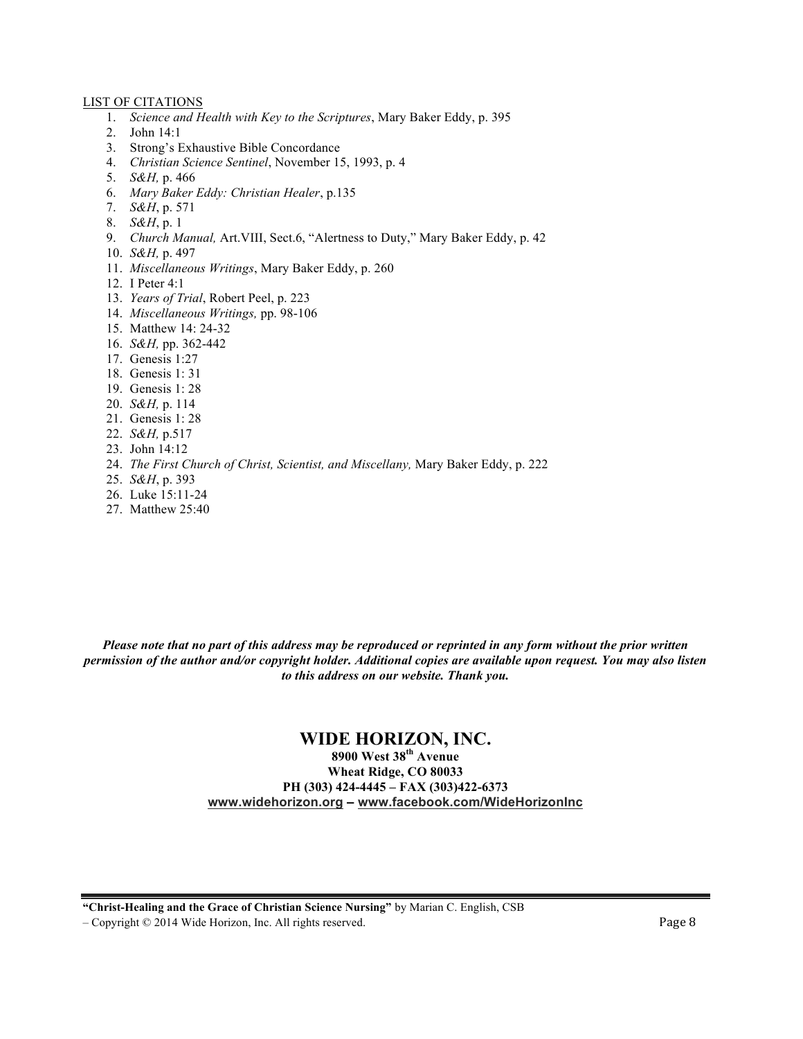LIST OF CITATIONS

1. *Science and Health with Key to the Scriptures*, Mary Baker Eddy, p. 395
2. John 14:1
3. Strong's Exhaustive Bible Concordance
4. *Christian Science Sentinel*, November 15, 1993, p. 4
5. *S&H,* p. 466
6. *Mary Baker Eddy: Christian Healer*, p.135
7. *S&H*, p. 571
8. *S&H*, p. 1
9. *Church Manual,* Art.VIII, Sect.6, "Alertness to Duty," Mary Baker Eddy, p. 42
10. *S&H,* p. 497
11. *Miscellaneous Writings*, Mary Baker Eddy, p. 260
12. I Peter 4:1
13. *Years of Trial*, Robert Peel, p. 223
14. *Miscellaneous Writings,* pp. 98-106
15. Matthew 14: 24-32
16. *S&H,* pp. 362-442
17. Genesis 1:27
18. Genesis 1: 31
19. Genesis 1: 28
20. *S&H,* p. 114
21. Genesis 1: 28
22. *S&H,* p.517
23. John 14:12
24. *The First Church of Christ, Scientist, and Miscellany,* Mary Baker Eddy, p. 222
25. *S&H*, p. 393
26. Luke 15:11-24
27. Matthew 25:40

***Please note that no part of this address may be reproduced or reprinted in any form without the prior written permission of the author and/or copyright holder. Additional copies are available upon request. You may also listen to this address on our website. Thank you.***

## WIDE HORIZON, INC.

**8900 West 38th Avenue**
**Wheat Ridge, CO 80033**
**PH (303) 424-4445 – FAX (303)422-6373**
**www.widehorizon.org – www.facebook.com/WideHorizonInc**

**"Christ-Healing and the Grace of Christian Science Nursing"** by Marian C. English, CSB
– Copyright © 2014 Wide Horizon, Inc. All rights reserved.